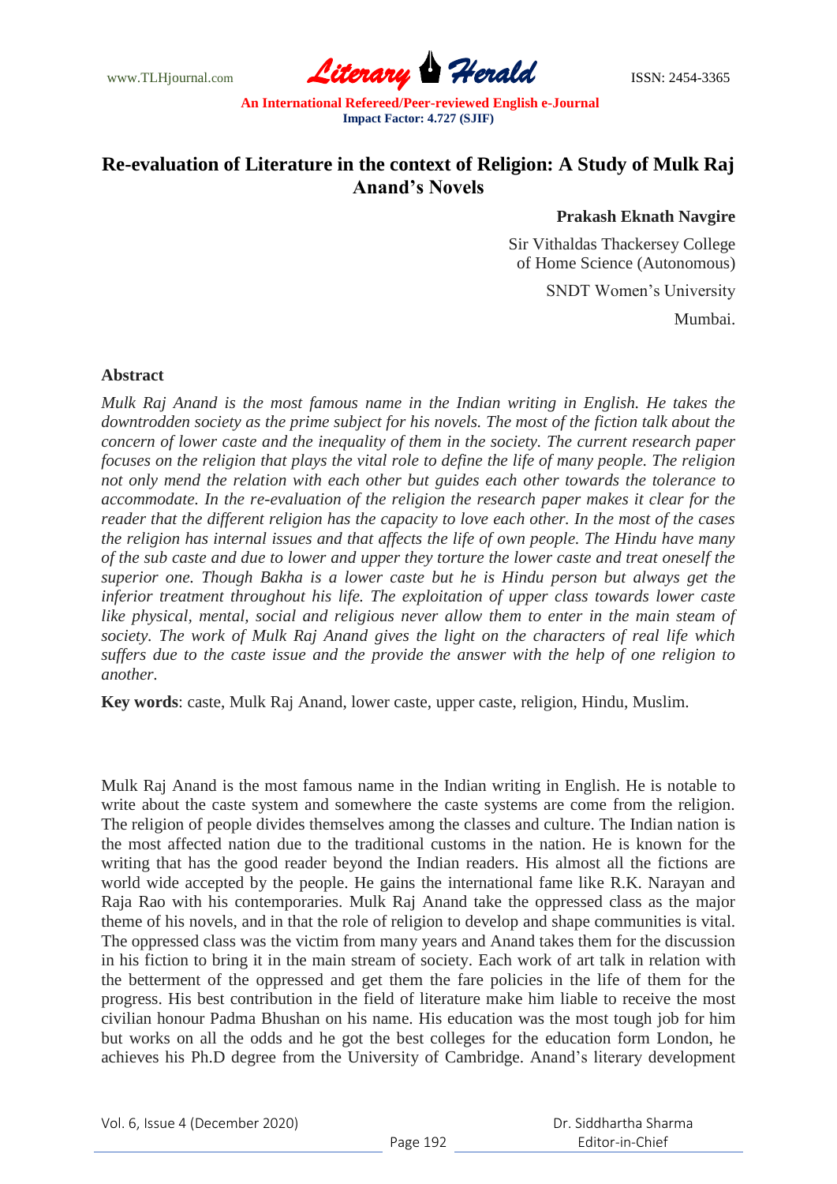# Re-evaluation of Literature in the context of Religion: A Study of Mulk Raj Anand's Novels

**Prakash Eknath Navgire**

Sir Vithaldas Thackersey College of Home Science (Autonomous)

SNDT Women's University

Mumbai.

## Abstract

*Mulk Raj Anand is the most famous name in the Indian writing in English. He takes the downtrodden society as the prime subject for his novels. The most of the fiction talk about the concern of lower caste and the inequality of them in the society. The current research paper focuses on the religion that plays the vital role to define the life of many people. The religion not only mend the relation with each other but guides each other towards the tolerance to accommodate. In the re-evaluation of the religion the research paper makes it clear for the reader that the different religion has the capacity to love each other. In the most of the cases the religion has internal issues and that affects the life of own people. The Hindu have many of the sub caste and due to lower and upper they torture the lower caste and treat oneself the superior one. Though Bakha is a lower caste but he is Hindu person but always get the inferior treatment throughout his life. The exploitation of upper class towards lower caste like physical, mental, social and religious never allow them to enter in the main steam of society. The work of Mulk Raj Anand gives the light on the characters of real life which suffers due to the caste issue and the provide the answer with the help of one religion to another.*

**Key words**: caste, Mulk Raj Anand, lower caste, upper caste, religion, Hindu, Muslim.

Mulk Raj Anand is the most famous name in the Indian writing in English. He is notable to write about the caste system and somewhere the caste systems are come from the religion. The religion of people divides themselves among the classes and culture. The Indian nation is the most affected nation due to the traditional customs in the nation. He is known for the writing that has the good reader beyond the Indian readers. His almost all the fictions are world wide accepted by the people. He gains the international fame like R.K. Narayan and Raja Rao with his contemporaries. Mulk Raj Anand take the oppressed class as the major theme of his novels, and in that the role of religion to develop and shape communities is vital. The oppressed class was the victim from many years and Anand takes them for the discussion in his fiction to bring it in the main stream of society. Each work of art talk in relation with the betterment of the oppressed and get them the fare policies in the life of them for the progress. His best contribution in the field of literature make him liable to receive the most civilian honour Padma Bhushan on his name. His education was the most tough job for him but works on all the odds and he got the best colleges for the education form London, he achieves his Ph.D degree from the University of Cambridge. Anand's literary development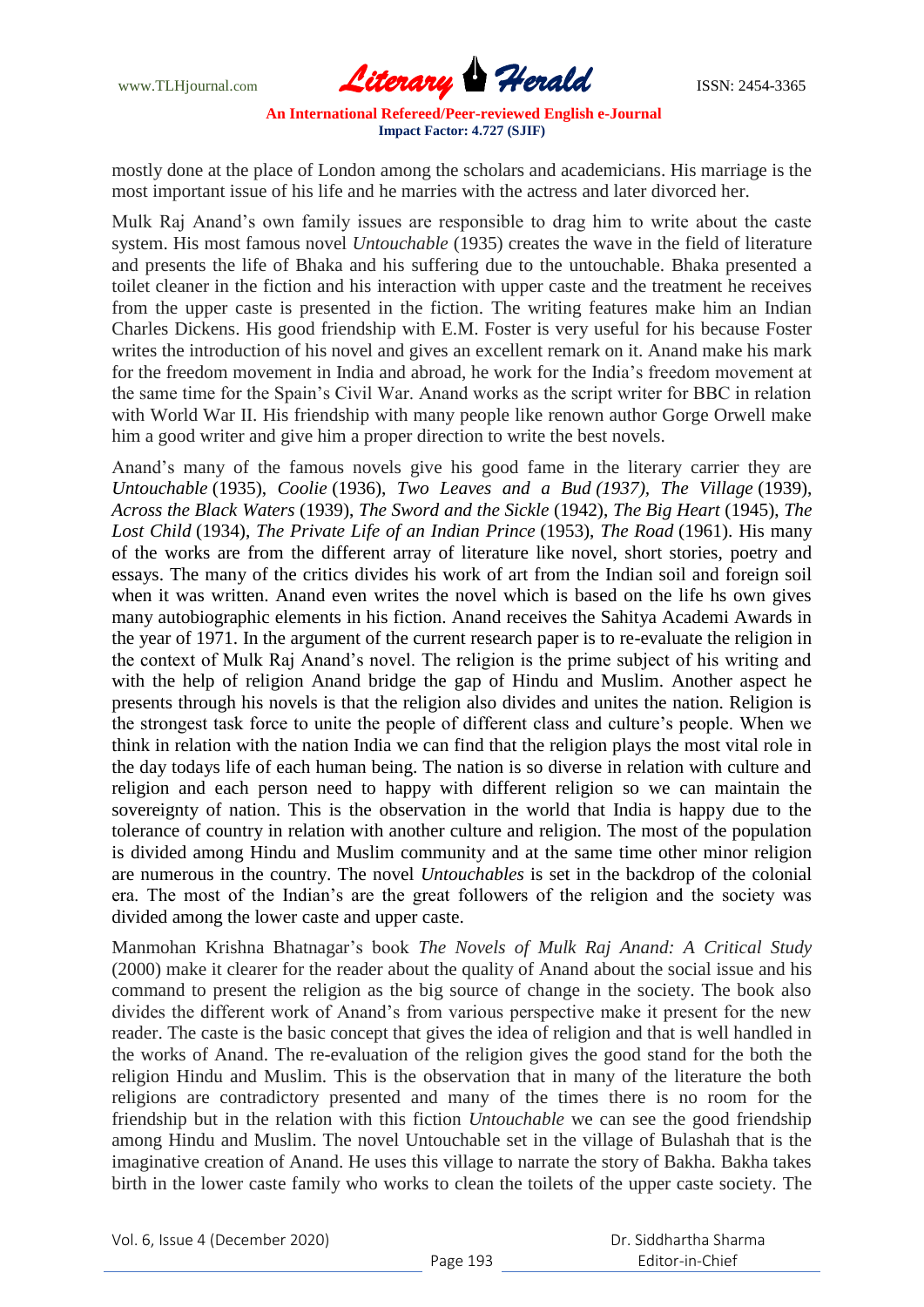mostly done at the place of London among the scholars and academicians. His marriage is the most important issue of his life and he marries with the actress and later divorced her.

Mulk Raj Anand's own family issues are responsible to drag him to write about the caste system. His most famous novel *Untouchable* (1935) creates the wave in the field of literature and presents the life of Bhaka and his suffering due to the untouchable. Bhaka presented a toilet cleaner in the fiction and his interaction with upper caste and the treatment he receives from the upper caste is presented in the fiction. The writing features make him an Indian Charles Dickens. His good friendship with E.M. Foster is very useful for his because Foster writes the introduction of his novel and gives an excellent remark on it. Anand make his mark for the freedom movement in India and abroad, he work for the India's freedom movement at the same time for the Spain's Civil War. Anand works as the script writer for BBC in relation with World War II. His friendship with many people like renown author Gorge Orwell make him a good writer and give him a proper direction to write the best novels.

Anand's many of the famous novels give his good fame in the literary carrier they are *Untouchable* (1935), *Coolie* (1936), *Two Leaves and a Bud (1937), The Village* (1939), *Across the Black Waters* (1939), *The Sword and the Sickle* (1942), *The Big Heart* (1945), *The Lost Child* (1934), *The Private Life of an Indian Prince* (1953), *The Road* (1961). His many of the works are from the different array of literature like novel, short stories, poetry and essays. The many of the critics divides his work of art from the Indian soil and foreign soil when it was written. Anand even writes the novel which is based on the life hs own gives many autobiographic elements in his fiction. Anand receives the Sahitya Academi Awards in the year of 1971. In the argument of the current research paper is to re-evaluate the religion in the context of Mulk Raj Anand's novel. The religion is the prime subject of his writing and with the help of religion Anand bridge the gap of Hindu and Muslim. Another aspect he presents through his novels is that the religion also divides and unites the nation. Religion is the strongest task force to unite the people of different class and culture's people. When we think in relation with the nation India we can find that the religion plays the most vital role in the day todays life of each human being. The nation is so diverse in relation with culture and religion and each person need to happy with different religion so we can maintain the sovereignty of nation. This is the observation in the world that India is happy due to the tolerance of country in relation with another culture and religion. The most of the population is divided among Hindu and Muslim community and at the same time other minor religion are numerous in the country. The novel *Untouchables* is set in the backdrop of the colonial era. The most of the Indian's are the great followers of the religion and the society was divided among the lower caste and upper caste.

Manmohan Krishna Bhatnagar's book *The Novels of Mulk Raj Anand: A Critical Study* (2000) make it clearer for the reader about the quality of Anand about the social issue and his command to present the religion as the big source of change in the society. The book also divides the different work of Anand's from various perspective make it present for the new reader. The caste is the basic concept that gives the idea of religion and that is well handled in the works of Anand. The re-evaluation of the religion gives the good stand for the both the religion Hindu and Muslim. This is the observation that in many of the literature the both religions are contradictory presented and many of the times there is no room for the friendship but in the relation with this fiction *Untouchable* we can see the good friendship among Hindu and Muslim. The novel Untouchable set in the village of Bulashah that is the imaginative creation of Anand. He uses this village to narrate the story of Bakha. Bakha takes birth in the lower caste family who works to clean the toilets of the upper caste society. The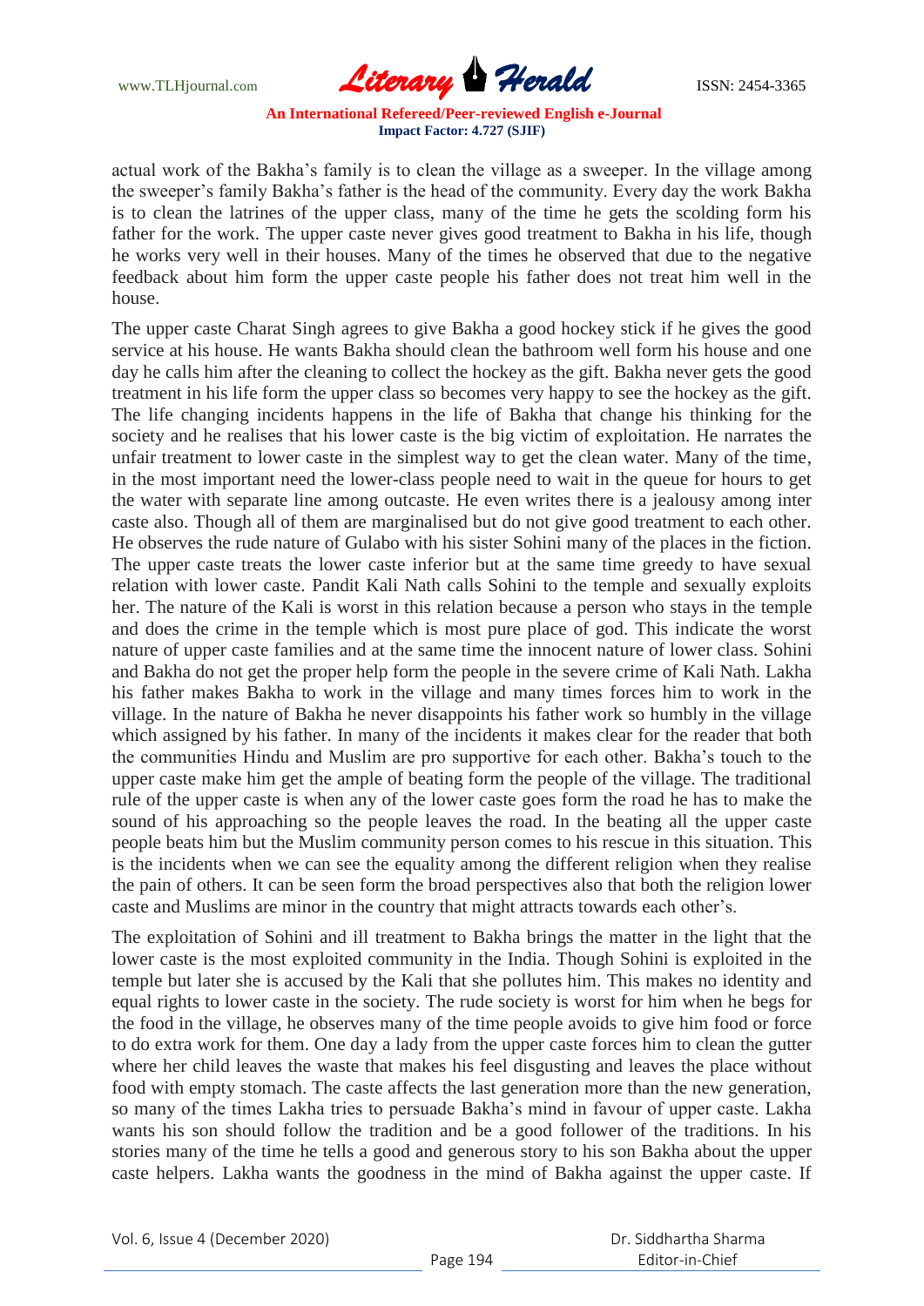actual work of the Bakha's family is to clean the village as a sweeper. In the village among the sweeper's family Bakha's father is the head of the community. Every day the work Bakha is to clean the latrines of the upper class, many of the time he gets the scolding form his father for the work. The upper caste never gives good treatment to Bakha in his life, though he works very well in their houses. Many of the times he observed that due to the negative feedback about him form the upper caste people his father does not treat him well in the house.

The upper caste Charat Singh agrees to give Bakha a good hockey stick if he gives the good service at his house. He wants Bakha should clean the bathroom well form his house and one day he calls him after the cleaning to collect the hockey as the gift. Bakha never gets the good treatment in his life form the upper class so becomes very happy to see the hockey as the gift. The life changing incidents happens in the life of Bakha that change his thinking for the society and he realises that his lower caste is the big victim of exploitation. He narrates the unfair treatment to lower caste in the simplest way to get the clean water. Many of the time, in the most important need the lower-class people need to wait in the queue for hours to get the water with separate line among outcaste. He even writes there is a jealousy among inter caste also. Though all of them are marginalised but do not give good treatment to each other. He observes the rude nature of Gulabo with his sister Sohini many of the places in the fiction. The upper caste treats the lower caste inferior but at the same time greedy to have sexual relation with lower caste. Pandit Kali Nath calls Sohini to the temple and sexually exploits her. The nature of the Kali is worst in this relation because a person who stays in the temple and does the crime in the temple which is most pure place of god. This indicate the worst nature of upper caste families and at the same time the innocent nature of lower class. Sohini and Bakha do not get the proper help form the people in the severe crime of Kali Nath. Lakha his father makes Bakha to work in the village and many times forces him to work in the village. In the nature of Bakha he never disappoints his father work so humbly in the village which assigned by his father. In many of the incidents it makes clear for the reader that both the communities Hindu and Muslim are pro supportive for each other. Bakha's touch to the upper caste make him get the ample of beating form the people of the village. The traditional rule of the upper caste is when any of the lower caste goes form the road he has to make the sound of his approaching so the people leaves the road. In the beating all the upper caste people beats him but the Muslim community person comes to his rescue in this situation. This is the incidents when we can see the equality among the different religion when they realise the pain of others. It can be seen form the broad perspectives also that both the religion lower caste and Muslims are minor in the country that might attracts towards each other's.

The exploitation of Sohini and ill treatment to Bakha brings the matter in the light that the lower caste is the most exploited community in the India. Though Sohini is exploited in the temple but later she is accused by the Kali that she pollutes him. This makes no identity and equal rights to lower caste in the society. The rude society is worst for him when he begs for the food in the village, he observes many of the time people avoids to give him food or force to do extra work for them. One day a lady from the upper caste forces him to clean the gutter where her child leaves the waste that makes his feel disgusting and leaves the place without food with empty stomach. The caste affects the last generation more than the new generation, so many of the times Lakha tries to persuade Bakha's mind in favour of upper caste. Lakha wants his son should follow the tradition and be a good follower of the traditions. In his stories many of the time he tells a good and generous story to his son Bakha about the upper caste helpers. Lakha wants the goodness in the mind of Bakha against the upper caste. If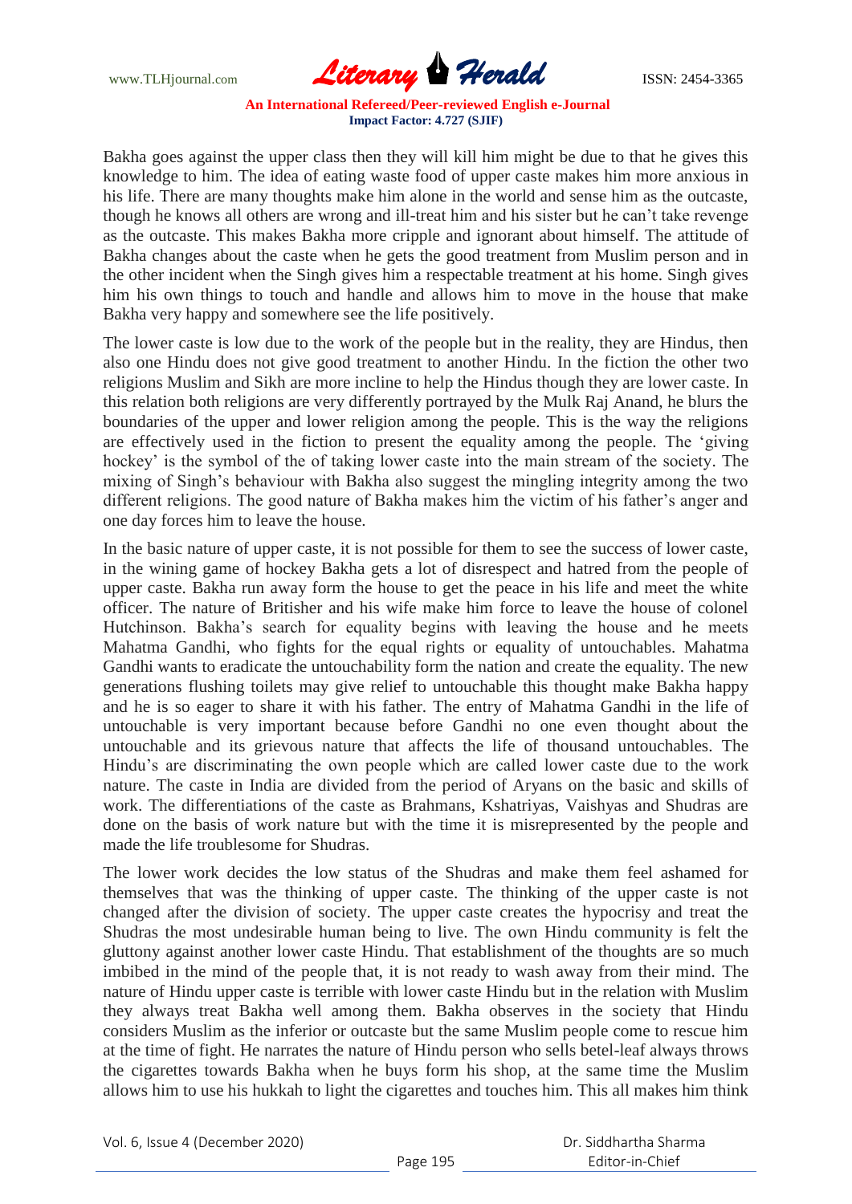Bakha goes against the upper class then they will kill him might be due to that he gives this knowledge to him. The idea of eating waste food of upper caste makes him more anxious in his life. There are many thoughts make him alone in the world and sense him as the outcaste, though he knows all others are wrong and ill-treat him and his sister but he can't take revenge as the outcaste. This makes Bakha more cripple and ignorant about himself. The attitude of Bakha changes about the caste when he gets the good treatment from Muslim person and in the other incident when the Singh gives him a respectable treatment at his home. Singh gives him his own things to touch and handle and allows him to move in the house that make Bakha very happy and somewhere see the life positively.

The lower caste is low due to the work of the people but in the reality, they are Hindus, then also one Hindu does not give good treatment to another Hindu. In the fiction the other two religions Muslim and Sikh are more incline to help the Hindus though they are lower caste. In this relation both religions are very differently portrayed by the Mulk Raj Anand, he blurs the boundaries of the upper and lower religion among the people. This is the way the religions are effectively used in the fiction to present the equality among the people. The 'giving hockey' is the symbol of the of taking lower caste into the main stream of the society. The mixing of Singh's behaviour with Bakha also suggest the mingling integrity among the two different religions. The good nature of Bakha makes him the victim of his father's anger and one day forces him to leave the house.

In the basic nature of upper caste, it is not possible for them to see the success of lower caste, in the wining game of hockey Bakha gets a lot of disrespect and hatred from the people of upper caste. Bakha run away form the house to get the peace in his life and meet the white officer. The nature of Britisher and his wife make him force to leave the house of colonel Hutchinson. Bakha's search for equality begins with leaving the house and he meets Mahatma Gandhi, who fights for the equal rights or equality of untouchables. Mahatma Gandhi wants to eradicate the untouchability form the nation and create the equality. The new generations flushing toilets may give relief to untouchable this thought make Bakha happy and he is so eager to share it with his father. The entry of Mahatma Gandhi in the life of untouchable is very important because before Gandhi no one even thought about the untouchable and its grievous nature that affects the life of thousand untouchables. The Hindu's are discriminating the own people which are called lower caste due to the work nature. The caste in India are divided from the period of Aryans on the basic and skills of work. The differentiations of the caste as Brahmans, Kshatriyas, Vaishyas and Shudras are done on the basis of work nature but with the time it is misrepresented by the people and made the life troublesome for Shudras.

The lower work decides the low status of the Shudras and make them feel ashamed for themselves that was the thinking of upper caste. The thinking of the upper caste is not changed after the division of society. The upper caste creates the hypocrisy and treat the Shudras the most undesirable human being to live. The own Hindu community is felt the gluttony against another lower caste Hindu. That establishment of the thoughts are so much imbibed in the mind of the people that, it is not ready to wash away from their mind. The nature of Hindu upper caste is terrible with lower caste Hindu but in the relation with Muslim they always treat Bakha well among them. Bakha observes in the society that Hindu considers Muslim as the inferior or outcaste but the same Muslim people come to rescue him at the time of fight. He narrates the nature of Hindu person who sells betel-leaf always throws the cigarettes towards Bakha when he buys form his shop, at the same time the Muslim allows him to use his hukkah to light the cigarettes and touches him. This all makes him think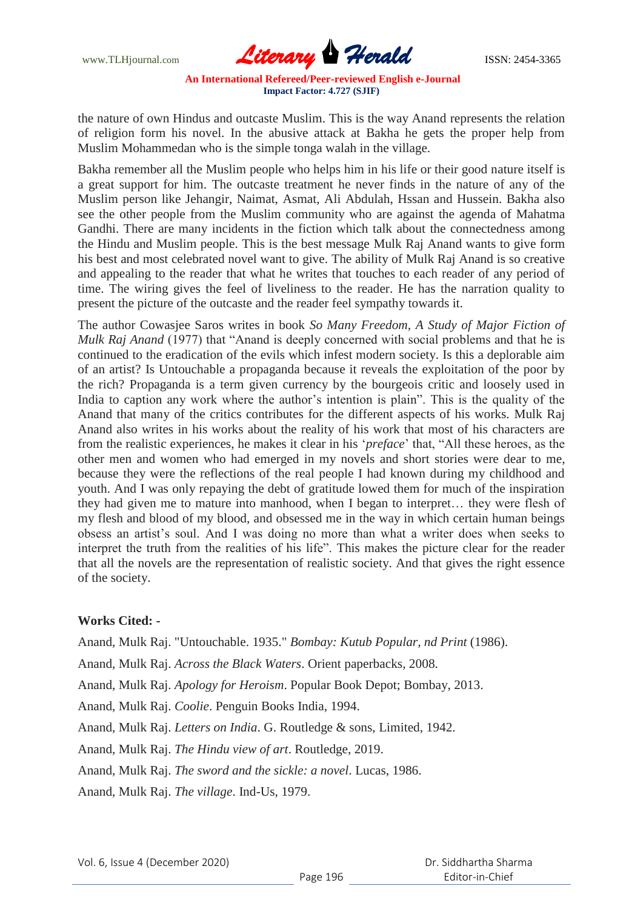the nature of own Hindus and outcaste Muslim. This is the way Anand represents the relation of religion form his novel. In the abusive attack at Bakha he gets the proper help from Muslim Mohammedan who is the simple tonga walah in the village.

Bakha remember all the Muslim people who helps him in his life or their good nature itself is a great support for him. The outcaste treatment he never finds in the nature of any of the Muslim person like Jehangir, Naimat, Asmat, Ali Abdulah, Hssan and Hussein. Bakha also see the other people from the Muslim community who are against the agenda of Mahatma Gandhi. There are many incidents in the fiction which talk about the connectedness among the Hindu and Muslim people. This is the best message Mulk Raj Anand wants to give form his best and most celebrated novel want to give. The ability of Mulk Raj Anand is so creative and appealing to the reader that what he writes that touches to each reader of any period of time. The wiring gives the feel of liveliness to the reader. He has the narration quality to present the picture of the outcaste and the reader feel sympathy towards it.

The author Cowasjee Saros writes in book *So Many Freedom, A Study of Major Fiction of Mulk Raj Anand* (1977) that "Anand is deeply concerned with social problems and that he is continued to the eradication of the evils which infest modern society. Is this a deplorable aim of an artist? Is Untouchable a propaganda because it reveals the exploitation of the poor by the rich? Propaganda is a term given currency by the bourgeois critic and loosely used in India to caption any work where the author's intention is plain". This is the quality of the Anand that many of the critics contributes for the different aspects of his works. Mulk Raj Anand also writes in his works about the reality of his work that most of his characters are from the realistic experiences, he makes it clear in his '*preface*' that, "All these heroes, as the other men and women who had emerged in my novels and short stories were dear to me, because they were the reflections of the real people I had known during my childhood and youth. And I was only repaying the debt of gratitude lowed them for much of the inspiration they had given me to mature into manhood, when I began to interpret… they were flesh of my flesh and blood of my blood, and obsessed me in the way in which certain human beings obsess an artist's soul. And I was doing no more than what a writer does when seeks to interpret the truth from the realities of his life". This makes the picture clear for the reader that all the novels are the representation of realistic society. And that gives the right essence of the society.

**Works Cited: -**

Anand, Mulk Raj. "Untouchable. 1935." *Bombay: Kutub Popular, nd Print* (1986).

Anand, Mulk Raj. *Across the Black Waters*. Orient paperbacks, 2008.

Anand, Mulk Raj. *Apology for Heroism*. Popular Book Depot; Bombay, 2013.

Anand, Mulk Raj. *Coolie*. Penguin Books India, 1994.

Anand, Mulk Raj. *Letters on India*. G. Routledge & sons, Limited, 1942.

Anand, Mulk Raj. *The Hindu view of art*. Routledge, 2019.

Anand, Mulk Raj. *The sword and the sickle: a novel*. Lucas, 1986.

Anand, Mulk Raj. *The village*. Ind-Us, 1979.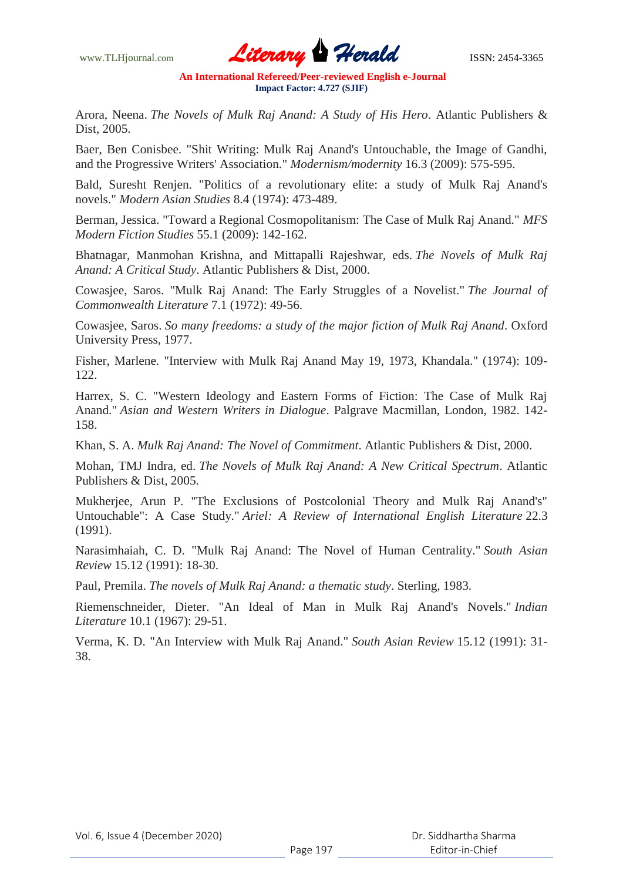Arora, Neena. *The Novels of Mulk Raj Anand: A Study of His Hero*. Atlantic Publishers & Dist, 2005.

Baer, Ben Conisbee. "Shit Writing: Mulk Raj Anand's Untouchable, the Image of Gandhi, and the Progressive Writers' Association." *Modernism/modernity* 16.3 (2009): 575-595.

Bald, Suresht Renjen. "Politics of a revolutionary elite: a study of Mulk Raj Anand's novels." *Modern Asian Studies* 8.4 (1974): 473-489.

Berman, Jessica. "Toward a Regional Cosmopolitanism: The Case of Mulk Raj Anand." *MFS Modern Fiction Studies* 55.1 (2009): 142-162.

Bhatnagar, Manmohan Krishna, and Mittapalli Rajeshwar, eds. *The Novels of Mulk Raj Anand: A Critical Study*. Atlantic Publishers & Dist, 2000.

Cowasjee, Saros. "Mulk Raj Anand: The Early Struggles of a Novelist." *The Journal of Commonwealth Literature* 7.1 (1972): 49-56.

Cowasjee, Saros. *So many freedoms: a study of the major fiction of Mulk Raj Anand*. Oxford University Press, 1977.

Fisher, Marlene. "Interview with Mulk Raj Anand May 19, 1973, Khandala." (1974): 109-122.

Harrex, S. C. "Western Ideology and Eastern Forms of Fiction: The Case of Mulk Raj Anand." *Asian and Western Writers in Dialogue*. Palgrave Macmillan, London, 1982. 142-158.

Khan, S. A. *Mulk Raj Anand: The Novel of Commitment*. Atlantic Publishers & Dist, 2000.

Mohan, TMJ Indra, ed. *The Novels of Mulk Raj Anand: A New Critical Spectrum*. Atlantic Publishers & Dist, 2005.

Mukherjee, Arun P. "The Exclusions of Postcolonial Theory and Mulk Raj Anand's" Untouchable": A Case Study." *Ariel: A Review of International English Literature* 22.3 (1991).

Narasimhaiah, C. D. "Mulk Raj Anand: The Novel of Human Centrality." *South Asian Review* 15.12 (1991): 18-30.

Paul, Premila. *The novels of Mulk Raj Anand: a thematic study*. Sterling, 1983.

Riemenschneider, Dieter. "An Ideal of Man in Mulk Raj Anand's Novels." *Indian Literature* 10.1 (1967): 29-51.

Verma, K. D. "An Interview with Mulk Raj Anand." *South Asian Review* 15.12 (1991): 31-38.